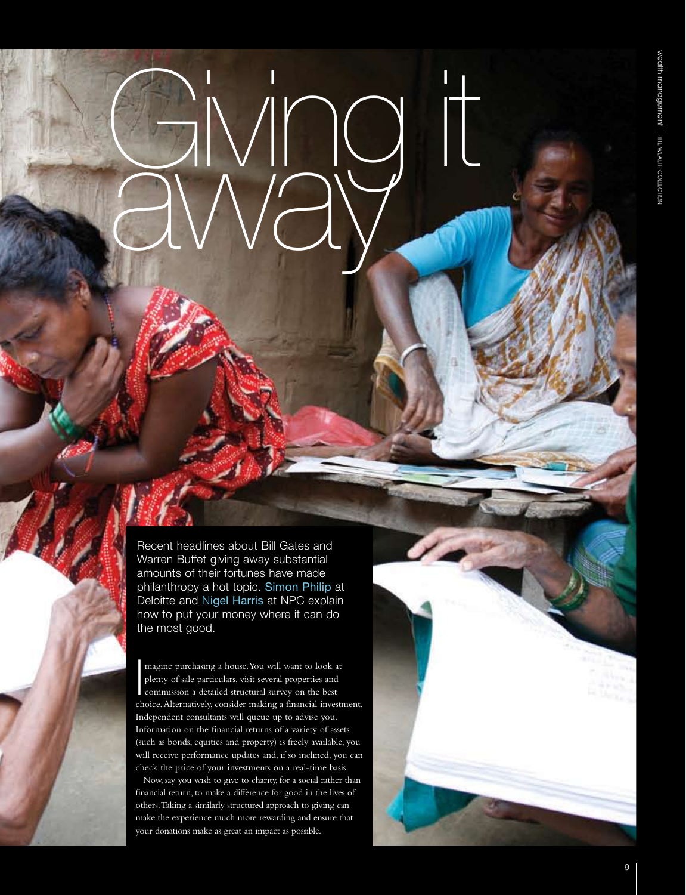# Giving it away

Recent headlines about Bill Gates and Warren Buffet giving away substantial amounts of their fortunes have made philanthropy a hot topic. Simon Philip at Deloitte and Nigel Harris at NPC explain how to put your money where it can do the most good.

Imagine purchasing a house. You will want to look at plenty of sale particulars, visit several properties and commission a detailed structural survey on the best choice. Alternatively, consider making a financial investment. Independent consultants will queue up to advise you. Information on the financial returns of a variety of assets (such as bonds, equities and property) is freely available, you will receive performance updates and, if so inclined, you can check the price of your investments on a real-time basis.

Now, say you wish to give to charity, for a social rather than financial return, to make a difference for good in the lives of others. Taking a similarly structured approach to giving can make the experience much more rewarding and ensure that your donations make as great an impact as possible.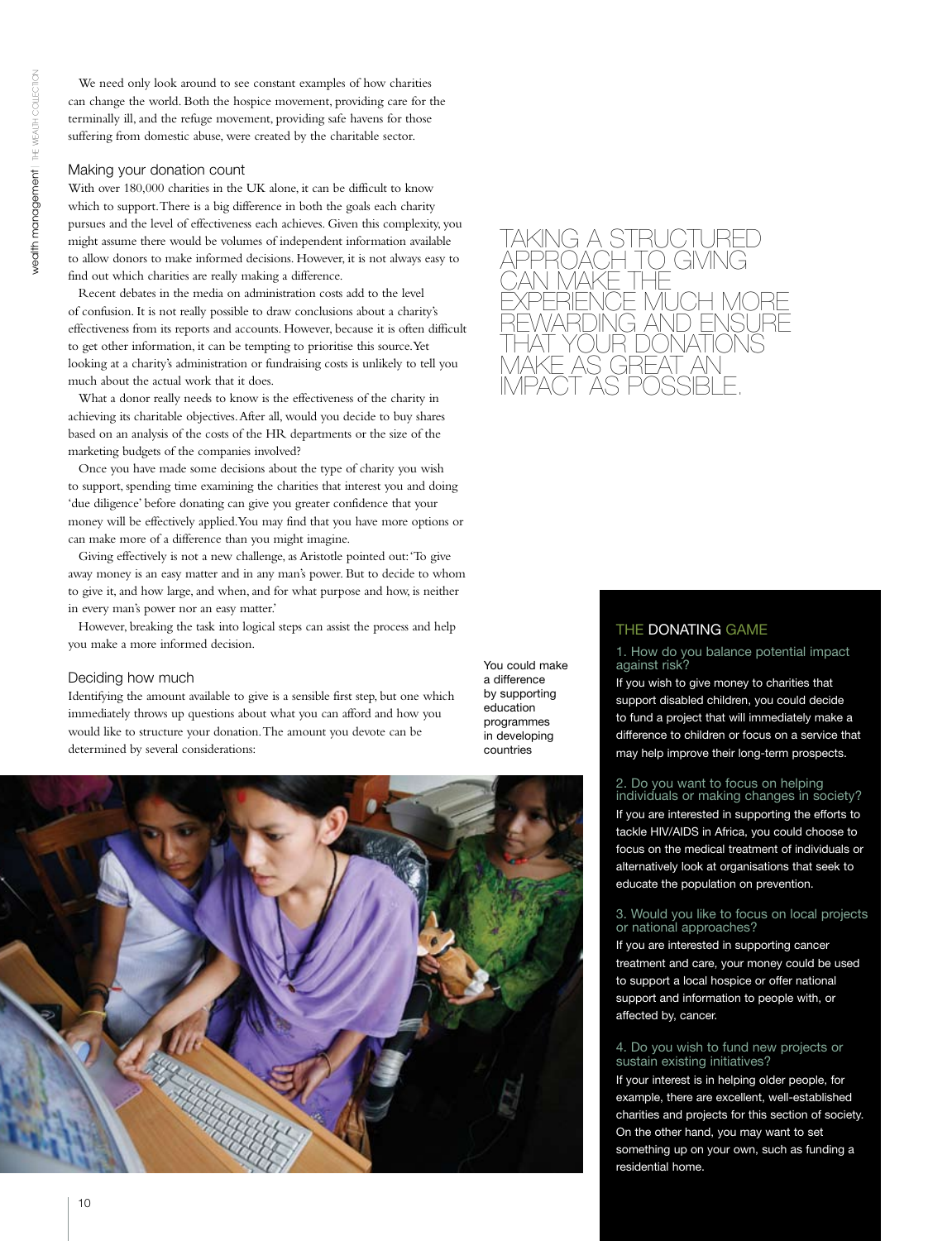We need only look around to see constant examples of how charities can change the world. Both the hospice movement, providing care for the terminally ill, and the refuge movement, providing safe havens for those suffering from domestic abuse, were created by the charitable sector.

## Making your donation count

With over 180,000 charities in the UK alone, it can be difficult to know which to support. There is a big difference in both the goals each charity pursues and the level of effectiveness each achieves. Given this complexity, you might assume there would be volumes of independent information available to allow donors to make informed decisions. However, it is not always easy to find out which charities are really making a difference.

Recent debates in the media on administration costs add to the level of confusion. It is not really possible to draw conclusions about a charity's effectiveness from its reports and accounts. However, because it is often difficult to get other information, it can be tempting to prioritise this source. Yet looking at a charity's administration or fundraising costs is unlikely to tell you much about the actual work that it does.

What a donor really needs to know is the effectiveness of the charity in achieving its charitable objectives. After all, would you decide to buy shares based on an analysis of the costs of the HR departments or the size of the marketing budgets of the companies involved?

Once you have made some decisions about the type of charity you wish to support, spending time examining the charities that interest you and doing 'due diligence' before donating can give you greater confidence that your money will be effectively applied. You may find that you have more options or can make more of a difference than you might imagine.

Giving effectively is not a new challenge, as Aristotle pointed out: 'To give away money is an easy matter and in any man's power. But to decide to whom to give it, and how large, and when, and for what purpose and how, is neither in every man's power nor an easy matter.'

However, breaking the task into logical steps can assist the process and help you make a more informed decision.

TAKING A STRUCTURED APPROACH TO GIVING CAN MAKE THE EXPERIENCE MUCH MORE REWARDING AND ENSURE THAT YOUR DONATIONS MAKE AS GREAT AN IMPACT AS POSSIBLE.

## Deciding how much

Identifying the amount available to give is a sensible first step, but one which immediately throws up questions about what you can afford and how you would like to structure your donation. The amount you devote can be determined by several considerations:

You could make a difference by supporting education programmes in developing countries

## THE DONATING GAME

### 1. How do you balance potential impact against risk?

If you wish to give money to charities that support disabled children, you could decide to fund a project that will immediately make a difference to children or focus on a service that may help improve their long-term prospects.

### 2. Do you want to focus on helping individuals or making changes in society?

If you are interested in supporting the efforts to tackle HIV/AIDS in Africa, you could choose to focus on the medical treatment of individuals or alternatively look at organisations that seek to educate the population on prevention.

### 3. Would you like to focus on local projects or national approaches?

If you are interested in supporting cancer treatment and care, your money could be used to support a local hospice or offer national support and information to people with, or affected by, cancer.

### 4. Do you wish to fund new projects or sustain existing initiatives?

If your interest is in helping older people, for example, there are excellent, well-established charities and projects for this section of society. On the other hand, you may want to set something up on your own, such as funding a residential home.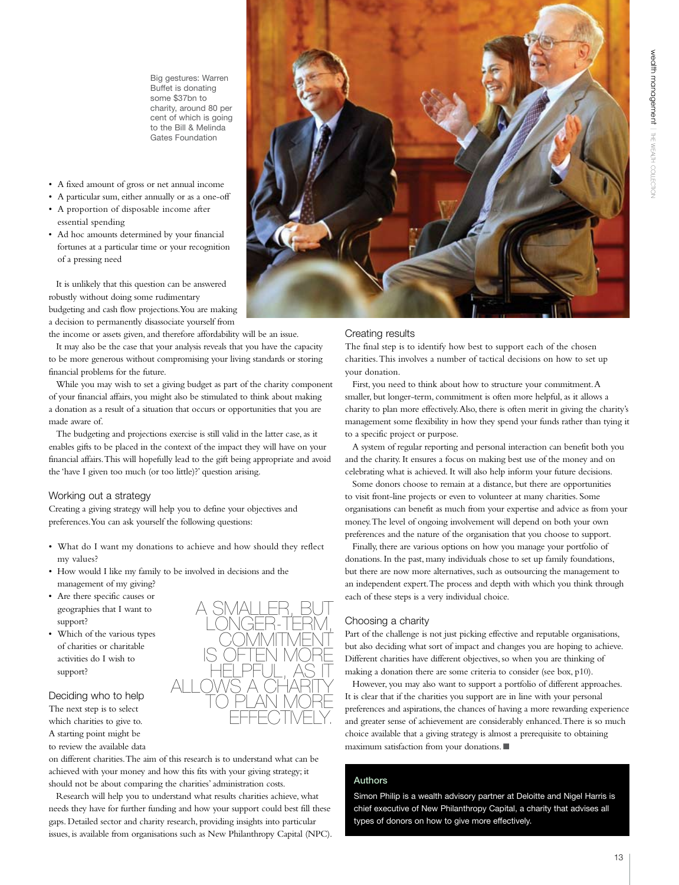Big gestures: Warren Buffet is donating some $37bn to charity, around 80 per cent of which is going to the Bill & Melinda Gates Foundation

- A fixed amount of gross or net annual income
- A particular sum, either annually or as a one-off
- A proportion of disposable income after essential spending
- Ad hoc amounts determined by your financial fortunes at a particular time or your recognition of a pressing need

It is unlikely that this question can be answered robustly without doing some rudimentary budgeting and cash flow projections. You are making a decision to permanently disassociate yourself from the income or assets given, and therefore affordability will be an issue.

It may also be the case that your analysis reveals that you have the capacity to be more generous without compromising your living standards or storing financial problems for the future.

While you may wish to set a giving budget as part of the charity component of your financial affairs, you might also be stimulated to think about making a donation as a result of a situation that occurs or opportunities that you are made aware of.

The budgeting and projections exercise is still valid in the latter case, as it enables gifts to be placed in the context of the impact they will have on your financial affairs. This will hopefully lead to the gift being appropriate and avoid the 'have I given too much (or too little)?' question arising.

### Working out a strategy

Creating a giving strategy will help you to define your objectives and preferences. You can ask yourself the following questions:

- What do I want my donations to achieve and how should they reflect my values?
- How would I like my family to be involved in decisions and the management of my giving?
- Are there specific causes or geographies that I want to support?
- Which of the various types of charities or charitable activities do I wish to support?

A SMALLER, BUT LONGER-TERM, COMMITMENT IS OFTEN MORE HELPFUL, AS IT ALLOWS A CHARITY TO PLAN MORE EFFECTIVELY.

### Deciding who to help

The next step is to select which charities to give to. A starting point might be to review the available data on different charities. The aim of this research is to understand what can be achieved with your money and how this fits with your giving strategy; it should not be about comparing the charities' administration costs.

Research will help you to understand what results charities achieve, what needs they have for further funding and how your support could best fill these gaps. Detailed sector and charity research, providing insights into particular issues, is available from organisations such as New Philanthropy Capital (NPC).

### Creating results

The final step is to identify how best to support each of the chosen charities. This involves a number of tactical decisions on how to set up your donation.

First, you need to think about how to structure your commitment. A smaller, but longer-term, commitment is often more helpful, as it allows a charity to plan more effectively. Also, there is often merit in giving the charity's management some flexibility in how they spend your funds rather than tying it to a specific project or purpose.

A system of regular reporting and personal interaction can benefit both you and the charity. It ensures a focus on making best use of the money and on celebrating what is achieved. It will also help inform your future decisions.

Some donors choose to remain at a distance, but there are opportunities to visit front-line projects or even to volunteer at many charities. Some organisations can benefit as much from your expertise and advice as from your money. The level of ongoing involvement will depend on both your own preferences and the nature of the organisation that you choose to support.

Finally, there are various options on how you manage your portfolio of donations. In the past, many individuals chose to set up family foundations, but there are now more alternatives, such as outsourcing the management to an independent expert. The process and depth with which you think through each of these steps is a very individual choice.

### Choosing a charity

Part of the challenge is not just picking effective and reputable organisations, but also deciding what sort of impact and changes you are hoping to achieve. Different charities have different objectives, so when you are thinking of making a donation there are some criteria to consider (see box, p10).

However, you may also want to support a portfolio of different approaches. It is clear that if the charities you support are in line with your personal preferences and aspirations, the chances of having a more rewarding experience and greater sense of achievement are considerably enhanced. There is so much choice available that a giving strategy is almost a prerequisite to obtaining maximum satisfaction from your donations. ■

### Authors

Simon Philip is a wealth advisory partner at Deloitte and Nigel Harris is chief executive of New Philanthropy Capital, a charity that advises all types of donors on how to give more effectively.